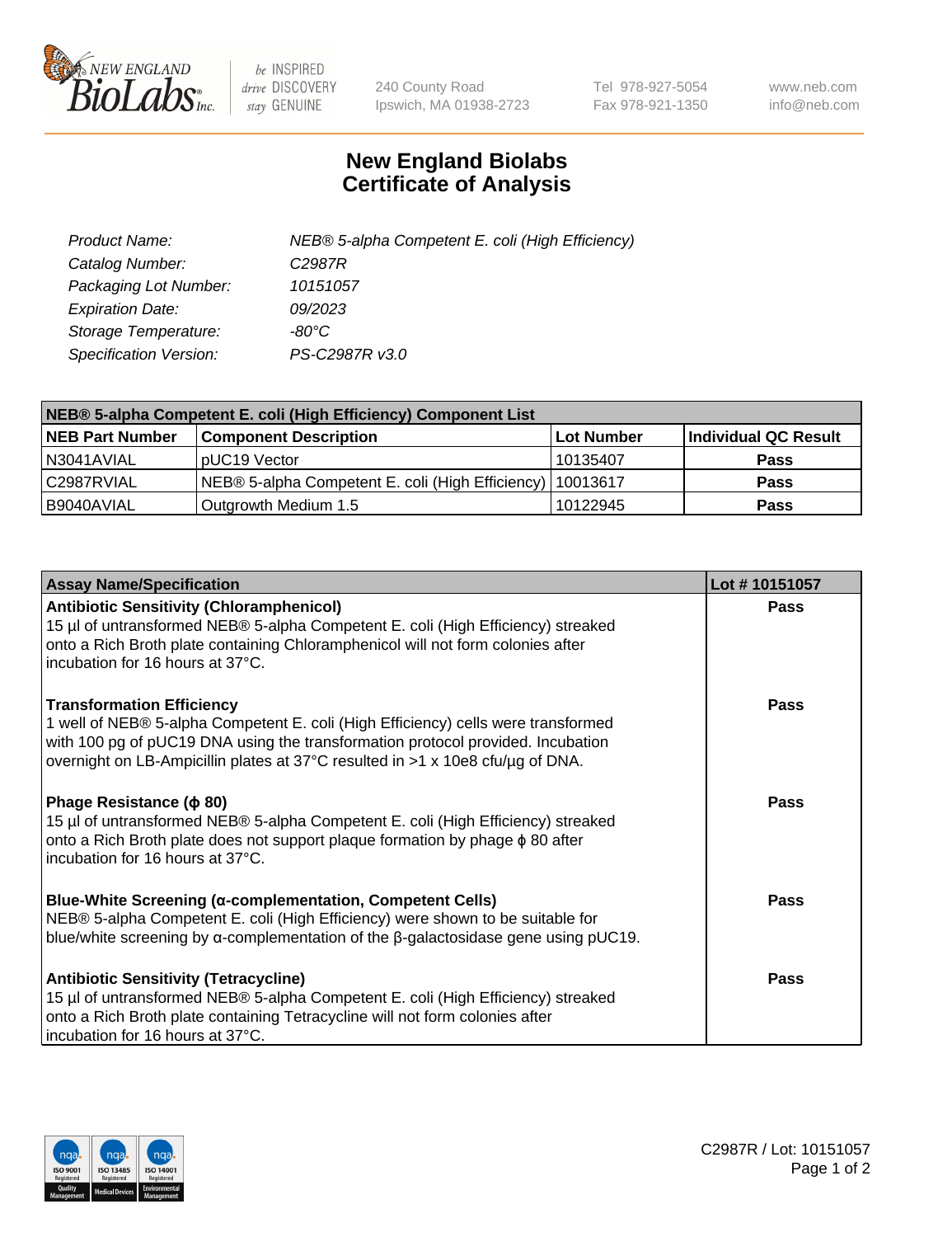# New England Biolabs Certificate of Analysis

| | |
|---|---|
| *Product Name:* | *NEB® 5-alpha Competent E. coli (High Efficiency)* |
| *Catalog Number:* | *C2987R* |
| *Packaging Lot Number:* | *10151057* |
| *Expiration Date:* | *09/2023* |
| *Storage Temperature:* | *-80°C* |
| *Specification Version:* | *PS-C2987R v3.0* |

| NEB® 5-alpha Competent E. coli (High Efficiency) Component List | | | |
|---|---|---|---|
| **NEB Part Number** | **Component Description** | **Lot Number** | **Individual QC Result** |
| N3041AVIAL | pUC19 Vector | 10135407 | **Pass** |
| C2987RVIAL | NEB® 5-alpha Competent E. coli (High Efficiency) | 10013617 | **Pass** |
| B9040AVIAL | Outgrowth Medium 1.5 | 10122945 | **Pass** |

| Assay Name/Specification | Lot # 10151057 |
|---|---|
| **Antibiotic Sensitivity (Chloramphenicol)** 15 µl of untransformed NEB® 5-alpha Competent E. coli (High Efficiency) streaked onto a Rich Broth plate containing Chloramphenicol will not form colonies after incubation for 16 hours at 37°C. | **Pass** |
| **Transformation Efficiency** 1 well of NEB® 5-alpha Competent E. coli (High Efficiency) cells were transformed with 100 pg of pUC19 DNA using the transformation protocol provided. Incubation overnight on LB-Ampicillin plates at 37°C resulted in >1 x 10e8 cfu/µg of DNA. | **Pass** |
| **Phage Resistance (ϕ 80)** 15 µl of untransformed NEB® 5-alpha Competent E. coli (High Efficiency) streaked onto a Rich Broth plate does not support plaque formation by phage ϕ 80 after incubation for 16 hours at 37°C. | **Pass** |
| **Blue-White Screening (α-complementation, Competent Cells)** NEB® 5-alpha Competent E. coli (High Efficiency) were shown to be suitable for blue/white screening by α-complementation of the β-galactosidase gene using pUC19. | **Pass** |
| **Antibiotic Sensitivity (Tetracycline)** 15 µl of untransformed NEB® 5-alpha Competent E. coli (High Efficiency) streaked onto a Rich Broth plate containing Tetracycline will not form colonies after incubation for 16 hours at 37°C. | **Pass** |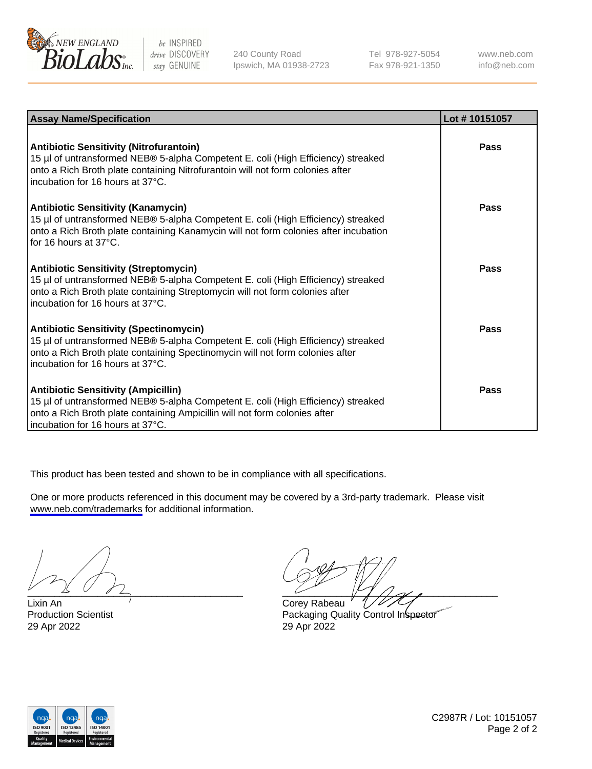| Assay Name/Specification | Lot # 10151057 |
|---|---|
| **Antibiotic Sensitivity (Nitrofurantoin)**<br>15 µl of untransformed NEB® 5-alpha Competent E. coli (High Efficiency) streaked onto a Rich Broth plate containing Nitrofurantoin will not form colonies after incubation for 16 hours at 37°C. | **Pass** |
| **Antibiotic Sensitivity (Kanamycin)**<br>15 µl of untransformed NEB® 5-alpha Competent E. coli (High Efficiency) streaked onto a Rich Broth plate containing Kanamycin will not form colonies after incubation for 16 hours at 37°C. | **Pass** |
| **Antibiotic Sensitivity (Streptomycin)**<br>15 µl of untransformed NEB® 5-alpha Competent E. coli (High Efficiency) streaked onto a Rich Broth plate containing Streptomycin will not form colonies after incubation for 16 hours at 37°C. | **Pass** |
| **Antibiotic Sensitivity (Spectinomycin)**<br>15 µl of untransformed NEB® 5-alpha Competent E. coli (High Efficiency) streaked onto a Rich Broth plate containing Spectinomycin will not form colonies after incubation for 16 hours at 37°C. | **Pass** |
| **Antibiotic Sensitivity (Ampicillin)**<br>15 µl of untransformed NEB® 5-alpha Competent E. coli (High Efficiency) streaked onto a Rich Broth plate containing Ampicillin will not form colonies after incubation for 16 hours at 37°C. | **Pass** |

This product has been tested and shown to be in compliance with all specifications.

One or more products referenced in this document may be covered by a 3rd-party trademark. Please visit www.neb.com/trademarks for additional information.

Lixin An
Production Scientist
29 Apr 2022

Corey Rabeau
Packaging Quality Control Inspector
29 Apr 2022

C2987R / Lot: 10151057